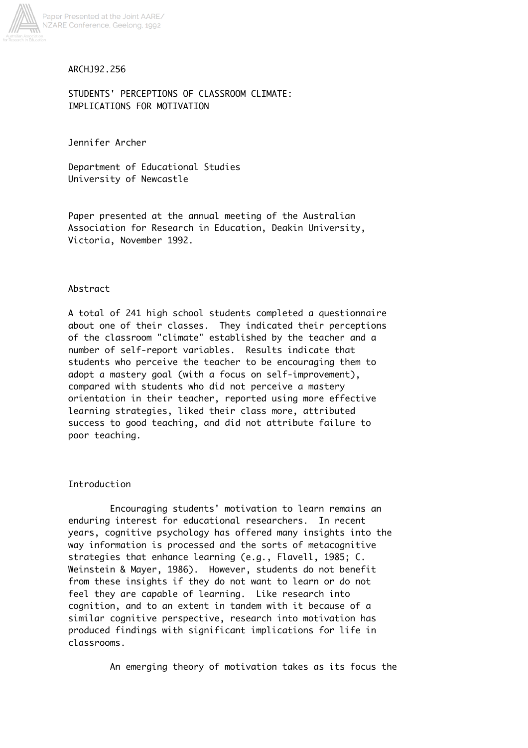ARCHJ92.256

# STUDENTS' PERCEPTIONS OF CLASSROOM CLIMATE: IMPLICATIONS FOR MOTIVATION

Jennifer Archer

Department of Educational Studies
University of Newcastle

Paper presented at the annual meeting of the Australian Association for Research in Education, Deakin University, Victoria, November 1992.

## Abstract

A total of 241 high school students completed a questionnaire about one of their classes. They indicated their perceptions of the classroom "climate" established by the teacher and a number of self-report variables. Results indicate that students who perceive the teacher to be encouraging them to adopt a mastery goal (with a focus on self-improvement), compared with students who did not perceive a mastery orientation in their teacher, reported using more effective learning strategies, liked their class more, attributed success to good teaching, and did not attribute failure to poor teaching.

## Introduction

Encouraging students' motivation to learn remains an enduring interest for educational researchers. In recent years, cognitive psychology has offered many insights into the way information is processed and the sorts of metacognitive strategies that enhance learning (e.g., Flavell, 1985; C. Weinstein & Mayer, 1986). However, students do not benefit from these insights if they do not want to learn or do not feel they are capable of learning. Like research into cognition, and to an extent in tandem with it because of a similar cognitive perspective, research into motivation has produced findings with significant implications for life in classrooms.

An emerging theory of motivation takes as its focus the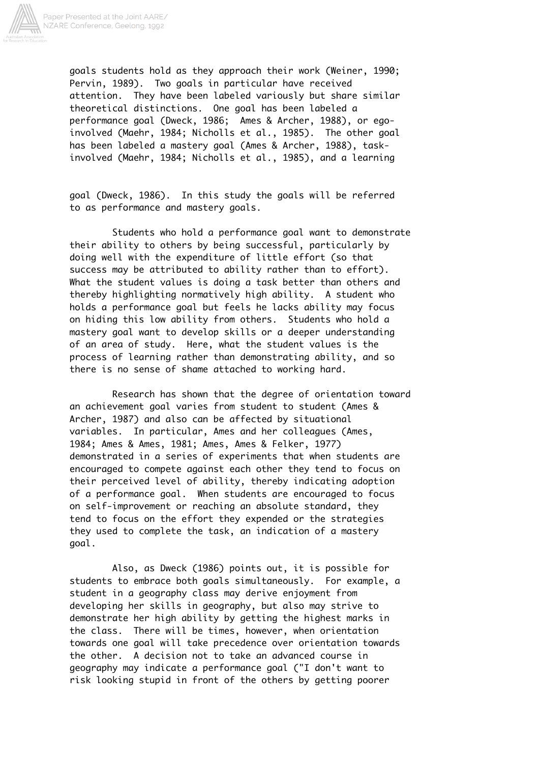goals students hold as they approach their work (Weiner, 1990; Pervin, 1989). Two goals in particular have received attention. They have been labeled variously but share similar theoretical distinctions. One goal has been labeled a performance goal (Dweck, 1986; Ames & Archer, 1988), or ego-involved (Maehr, 1984; Nicholls et al., 1985). The other goal has been labeled a mastery goal (Ames & Archer, 1988), task-involved (Maehr, 1984; Nicholls et al., 1985), and a learning goal (Dweck, 1986). In this study the goals will be referred to as performance and mastery goals.

Students who hold a performance goal want to demonstrate their ability to others by being successful, particularly by doing well with the expenditure of little effort (so that success may be attributed to ability rather than to effort). What the student values is doing a task better than others and thereby highlighting normatively high ability. A student who holds a performance goal but feels he lacks ability may focus on hiding this low ability from others. Students who hold a mastery goal want to develop skills or a deeper understanding of an area of study. Here, what the student values is the process of learning rather than demonstrating ability, and so there is no sense of shame attached to working hard.

Research has shown that the degree of orientation toward an achievement goal varies from student to student (Ames & Archer, 1987) and also can be affected by situational variables. In particular, Ames and her colleagues (Ames, 1984; Ames & Ames, 1981; Ames, Ames & Felker, 1977) demonstrated in a series of experiments that when students are encouraged to compete against each other they tend to focus on their perceived level of ability, thereby indicating adoption of a performance goal. When students are encouraged to focus on self-improvement or reaching an absolute standard, they tend to focus on the effort they expended or the strategies they used to complete the task, an indication of a mastery goal.

Also, as Dweck (1986) points out, it is possible for students to embrace both goals simultaneously. For example, a student in a geography class may derive enjoyment from developing her skills in geography, but also may strive to demonstrate her high ability by getting the highest marks in the class. There will be times, however, when orientation towards one goal will take precedence over orientation towards the other. A decision not to take an advanced course in geography may indicate a performance goal ("I don't want to risk looking stupid in front of the others by getting poorer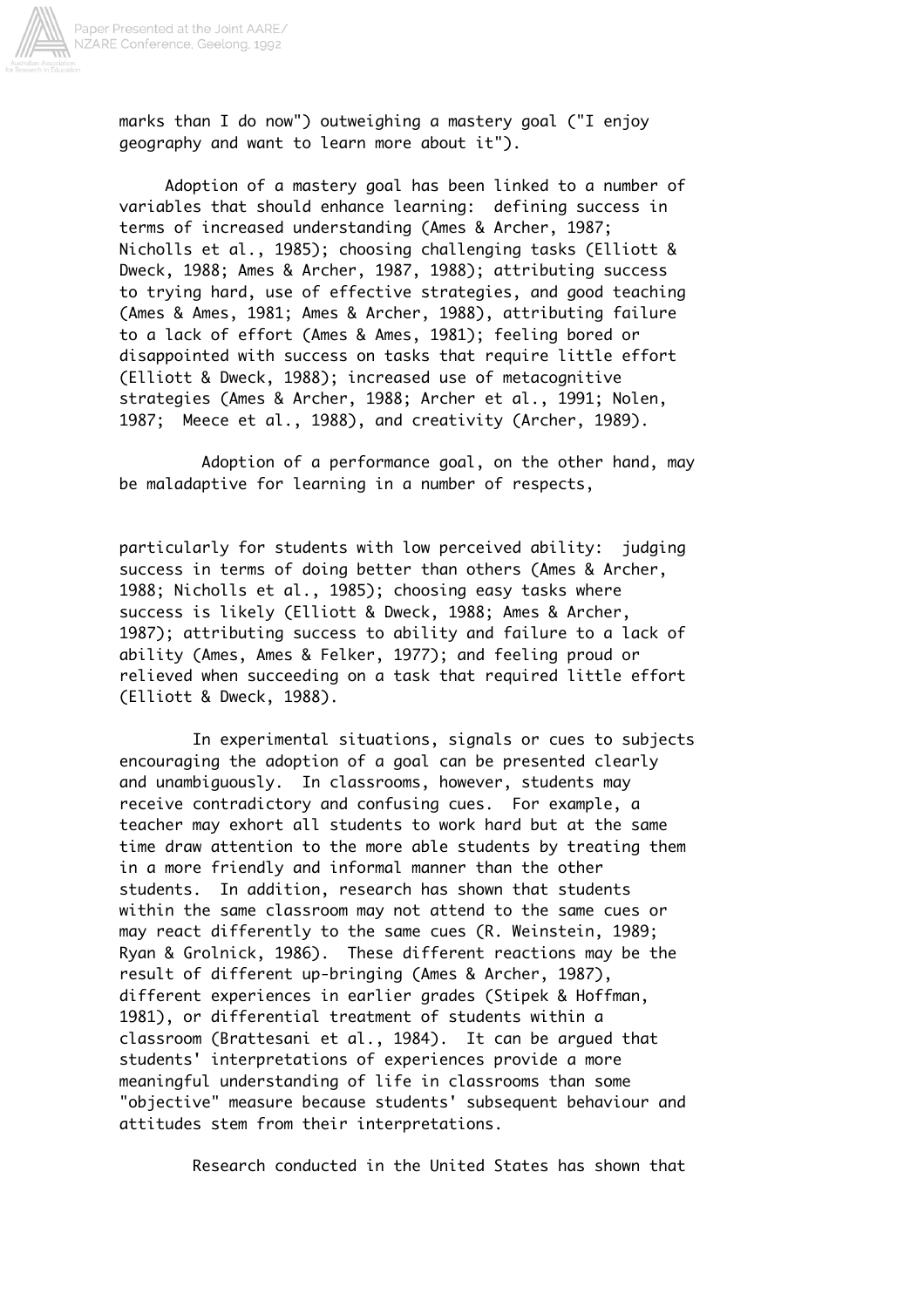marks than I do now") outweighing a mastery goal ("I enjoy geography and want to learn more about it").

Adoption of a mastery goal has been linked to a number of variables that should enhance learning: defining success in terms of increased understanding (Ames & Archer, 1987; Nicholls et al., 1985); choosing challenging tasks (Elliott & Dweck, 1988; Ames & Archer, 1987, 1988); attributing success to trying hard, use of effective strategies, and good teaching (Ames & Ames, 1981; Ames & Archer, 1988), attributing failure to a lack of effort (Ames & Ames, 1981); feeling bored or disappointed with success on tasks that require little effort (Elliott & Dweck, 1988); increased use of metacognitive strategies (Ames & Archer, 1988; Archer et al., 1991; Nolen, 1987; Meece et al., 1988), and creativity (Archer, 1989).

Adoption of a performance goal, on the other hand, may be maladaptive for learning in a number of respects, particularly for students with low perceived ability: judging success in terms of doing better than others (Ames & Archer, 1988; Nicholls et al., 1985); choosing easy tasks where success is likely (Elliott & Dweck, 1988; Ames & Archer, 1987); attributing success to ability and failure to a lack of ability (Ames, Ames & Felker, 1977); and feeling proud or relieved when succeeding on a task that required little effort (Elliott & Dweck, 1988).

In experimental situations, signals or cues to subjects encouraging the adoption of a goal can be presented clearly and unambiguously. In classrooms, however, students may receive contradictory and confusing cues. For example, a teacher may exhort all students to work hard but at the same time draw attention to the more able students by treating them in a more friendly and informal manner than the other students. In addition, research has shown that students within the same classroom may not attend to the same cues or may react differently to the same cues (R. Weinstein, 1989; Ryan & Grolnick, 1986). These different reactions may be the result of different up-bringing (Ames & Archer, 1987), different experiences in earlier grades (Stipek & Hoffman, 1981), or differential treatment of students within a classroom (Brattesani et al., 1984). It can be argued that students' interpretations of experiences provide a more meaningful understanding of life in classrooms than some "objective" measure because students' subsequent behaviour and attitudes stem from their interpretations.

Research conducted in the United States has shown that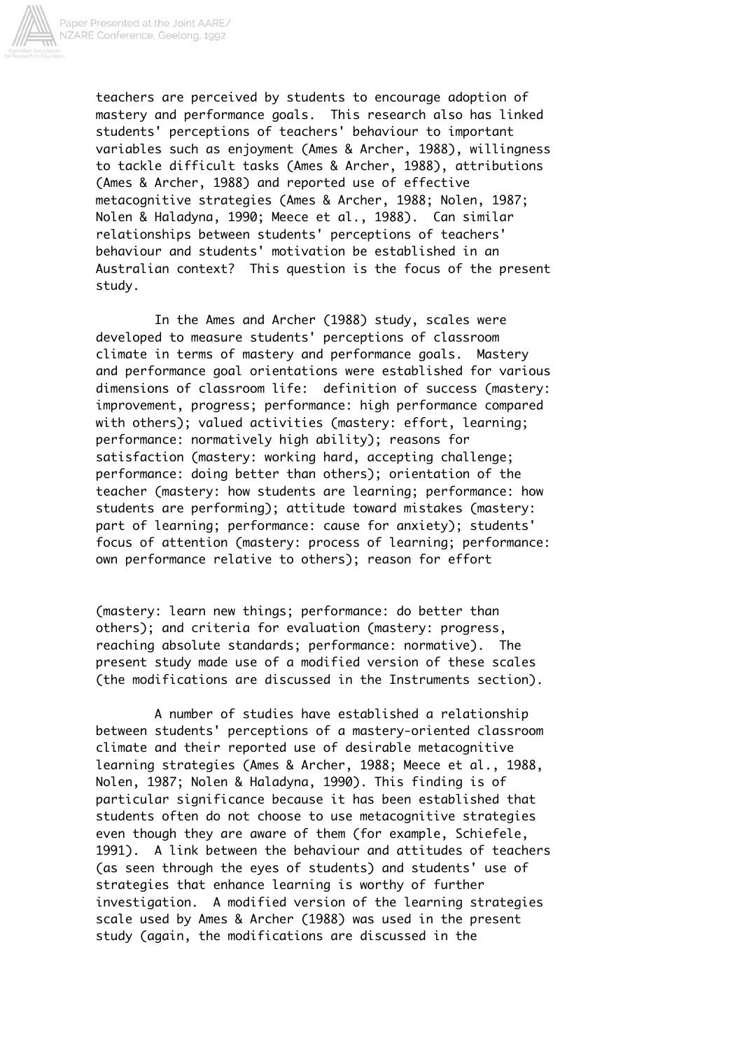teachers are perceived by students to encourage adoption of mastery and performance goals. This research also has linked students' perceptions of teachers' behaviour to important variables such as enjoyment (Ames & Archer, 1988), willingness to tackle difficult tasks (Ames & Archer, 1988), attributions (Ames & Archer, 1988) and reported use of effective metacognitive strategies (Ames & Archer, 1988; Nolen, 1987; Nolen & Haladyna, 1990; Meece et al., 1988). Can similar relationships between students' perceptions of teachers' behaviour and students' motivation be established in an Australian context? This question is the focus of the present study.

In the Ames and Archer (1988) study, scales were developed to measure students' perceptions of classroom climate in terms of mastery and performance goals. Mastery and performance goal orientations were established for various dimensions of classroom life: definition of success (mastery: improvement, progress; performance: high performance compared with others); valued activities (mastery: effort, learning; performance: normatively high ability); reasons for satisfaction (mastery: working hard, accepting challenge; performance: doing better than others); orientation of the teacher (mastery: how students are learning; performance: how students are performing); attitude toward mistakes (mastery: part of learning; performance: cause for anxiety); students' focus of attention (mastery: process of learning; performance: own performance relative to others); reason for effort (mastery: learn new things; performance: do better than others); and criteria for evaluation (mastery: progress, reaching absolute standards; performance: normative). The present study made use of a modified version of these scales (the modifications are discussed in the Instruments section).

A number of studies have established a relationship between students' perceptions of a mastery-oriented classroom climate and their reported use of desirable metacognitive learning strategies (Ames & Archer, 1988; Meece et al., 1988, Nolen, 1987; Nolen & Haladyna, 1990). This finding is of particular significance because it has been established that students often do not choose to use metacognitive strategies even though they are aware of them (for example, Schiefele, 1991). A link between the behaviour and attitudes of teachers (as seen through the eyes of students) and students' use of strategies that enhance learning is worthy of further investigation. A modified version of the learning strategies scale used by Ames & Archer (1988) was used in the present study (again, the modifications are discussed in the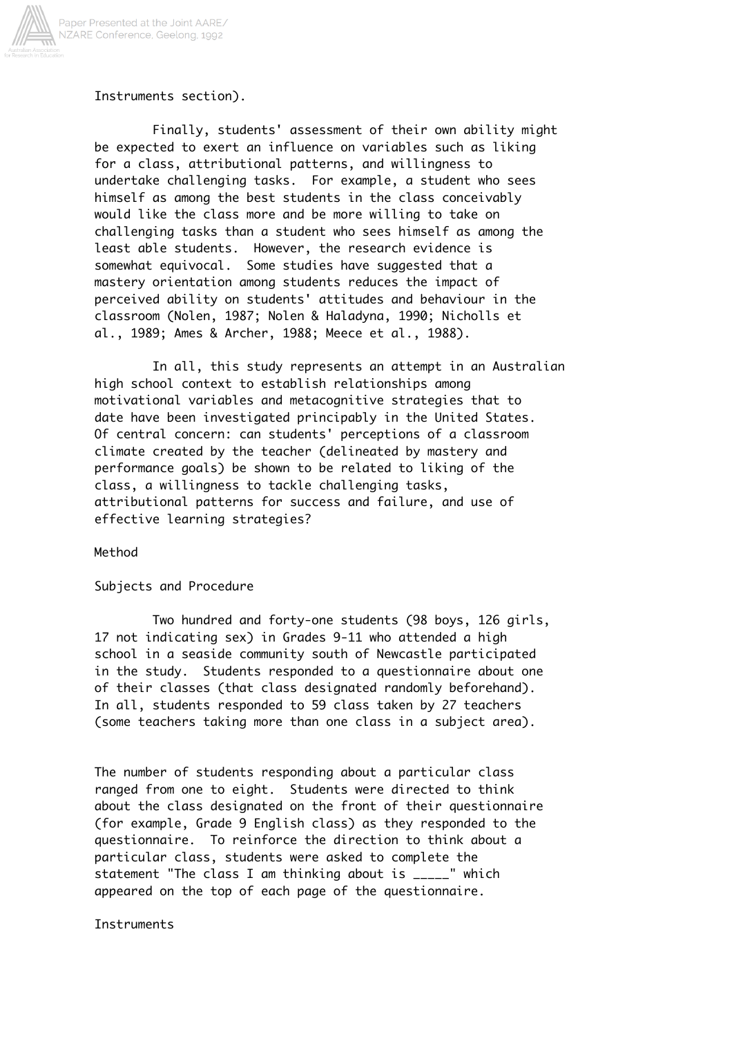Instruments section).

Finally, students' assessment of their own ability might be expected to exert an influence on variables such as liking for a class, attributional patterns, and willingness to undertake challenging tasks. For example, a student who sees himself as among the best students in the class conceivably would like the class more and be more willing to take on challenging tasks than a student who sees himself as among the least able students. However, the research evidence is somewhat equivocal. Some studies have suggested that a mastery orientation among students reduces the impact of perceived ability on students' attitudes and behaviour in the classroom (Nolen, 1987; Nolen & Haladyna, 1990; Nicholls et al., 1989; Ames & Archer, 1988; Meece et al., 1988).

In all, this study represents an attempt in an Australian high school context to establish relationships among motivational variables and metacognitive strategies that to date have been investigated principably in the United States. Of central concern: can students' perceptions of a classroom climate created by the teacher (delineated by mastery and performance goals) be shown to be related to liking of the class, a willingness to tackle challenging tasks, attributional patterns for success and failure, and use of effective learning strategies?

## Method

### Subjects and Procedure

Two hundred and forty-one students (98 boys, 126 girls, 17 not indicating sex) in Grades 9-11 who attended a high school in a seaside community south of Newcastle participated in the study. Students responded to a questionnaire about one of their classes (that class designated randomly beforehand). In all, students responded to 59 class taken by 27 teachers (some teachers taking more than one class in a subject area).

The number of students responding about a particular class ranged from one to eight. Students were directed to think about the class designated on the front of their questionnaire (for example, Grade 9 English class) as they responded to the questionnaire. To reinforce the direction to think about a particular class, students were asked to complete the statement "The class I am thinking about is _____" which appeared on the top of each page of the questionnaire.

### Instruments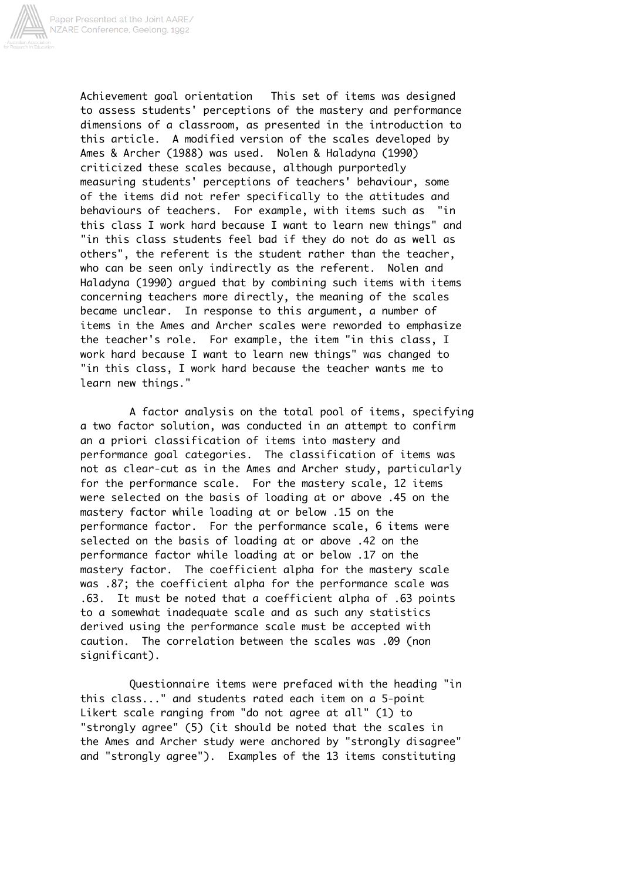Achievement goal orientation   This set of items was designed to assess students' perceptions of the mastery and performance dimensions of a classroom, as presented in the introduction to this article. A modified version of the scales developed by Ames & Archer (1988) was used. Nolen & Haladyna (1990) criticized these scales because, although purportedly measuring students' perceptions of teachers' behaviour, some of the items did not refer specifically to the attitudes and behaviours of teachers. For example, with items such as "in this class I work hard because I want to learn new things" and "in this class students feel bad if they do not do as well as others", the referent is the student rather than the teacher, who can be seen only indirectly as the referent. Nolen and Haladyna (1990) argued that by combining such items with items concerning teachers more directly, the meaning of the scales became unclear. In response to this argument, a number of items in the Ames and Archer scales were reworded to emphasize the teacher's role. For example, the item "in this class, I work hard because I want to learn new things" was changed to "in this class, I work hard because the teacher wants me to learn new things."

A factor analysis on the total pool of items, specifying a two factor solution, was conducted in an attempt to confirm an a priori classification of items into mastery and performance goal categories. The classification of items was not as clear-cut as in the Ames and Archer study, particularly for the performance scale. For the mastery scale, 12 items were selected on the basis of loading at or above .45 on the mastery factor while loading at or below .15 on the performance factor. For the performance scale, 6 items were selected on the basis of loading at or above .42 on the performance factor while loading at or below .17 on the mastery factor. The coefficient alpha for the mastery scale was .87; the coefficient alpha for the performance scale was .63. It must be noted that a coefficient alpha of .63 points to a somewhat inadequate scale and as such any statistics derived using the performance scale must be accepted with caution. The correlation between the scales was .09 (non significant).

Questionnaire items were prefaced with the heading "in this class..." and students rated each item on a 5-point Likert scale ranging from "do not agree at all" (1) to "strongly agree" (5) (it should be noted that the scales in the Ames and Archer study were anchored by "strongly disagree" and "strongly agree"). Examples of the 13 items constituting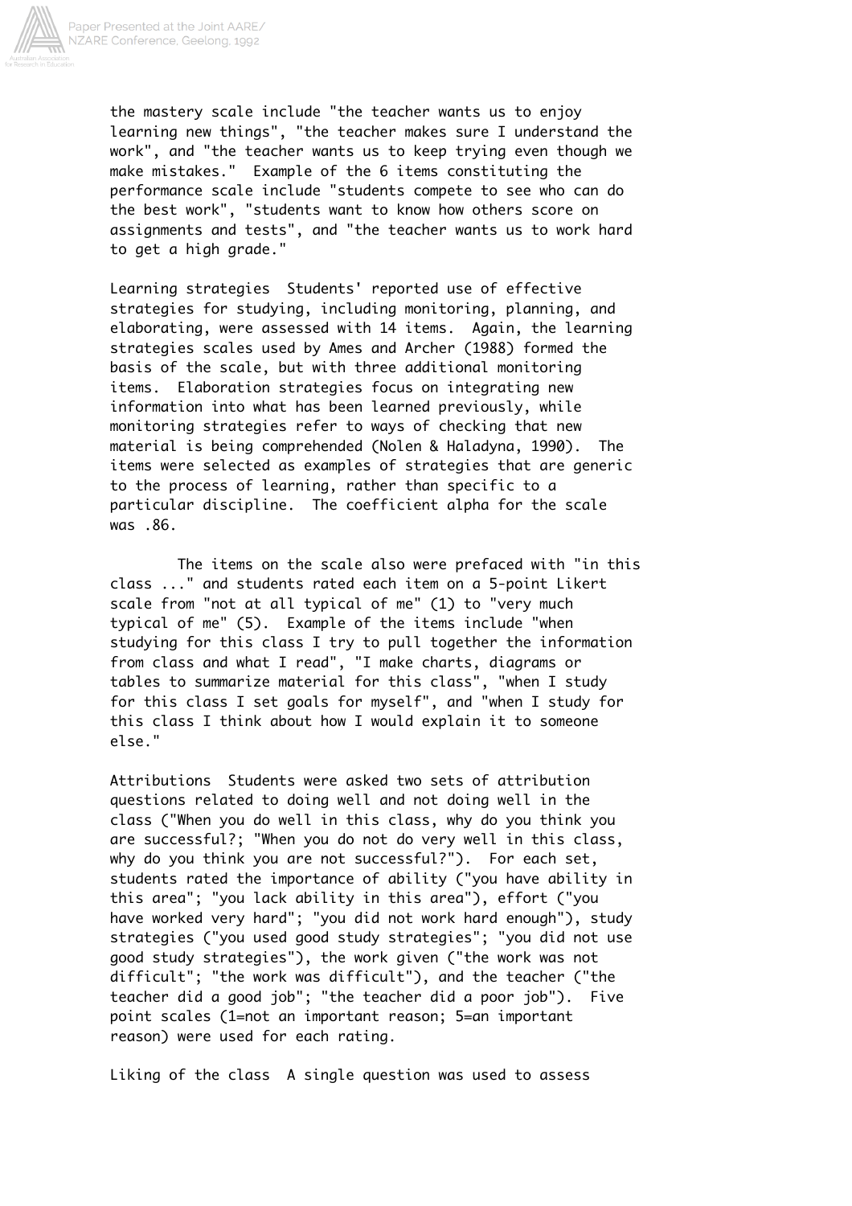the mastery scale include "the teacher wants us to enjoy learning new things", "the teacher makes sure I understand the work", and "the teacher wants us to keep trying even though we make mistakes." Example of the 6 items constituting the performance scale include "students compete to see who can do the best work", "students want to know how others score on assignments and tests", and "the teacher wants us to work hard to get a high grade."

Learning strategies Students' reported use of effective strategies for studying, including monitoring, planning, and elaborating, were assessed with 14 items. Again, the learning strategies scales used by Ames and Archer (1988) formed the basis of the scale, but with three additional monitoring items. Elaboration strategies focus on integrating new information into what has been learned previously, while monitoring strategies refer to ways of checking that new material is being comprehended (Nolen & Haladyna, 1990). The items were selected as examples of strategies that are generic to the process of learning, rather than specific to a particular discipline. The coefficient alpha for the scale was .86.

The items on the scale also were prefaced with "in this class ..." and students rated each item on a 5-point Likert scale from "not at all typical of me" (1) to "very much typical of me" (5). Example of the items include "when studying for this class I try to pull together the information from class and what I read", "I make charts, diagrams or tables to summarize material for this class", "when I study for this class I set goals for myself", and "when I study for this class I think about how I would explain it to someone else."

Attributions Students were asked two sets of attribution questions related to doing well and not doing well in the class ("When you do well in this class, why do you think you are successful?; "When you do not do very well in this class, why do you think you are not successful?"). For each set, students rated the importance of ability ("you have ability in this area"; "you lack ability in this area"), effort ("you have worked very hard"; "you did not work hard enough"), study strategies ("you used good study strategies"; "you did not use good study strategies"), the work given ("the work was not difficult"; "the work was difficult"), and the teacher ("the teacher did a good job"; "the teacher did a poor job"). Five point scales (1=not an important reason; 5=an important reason) were used for each rating.

Liking of the class A single question was used to assess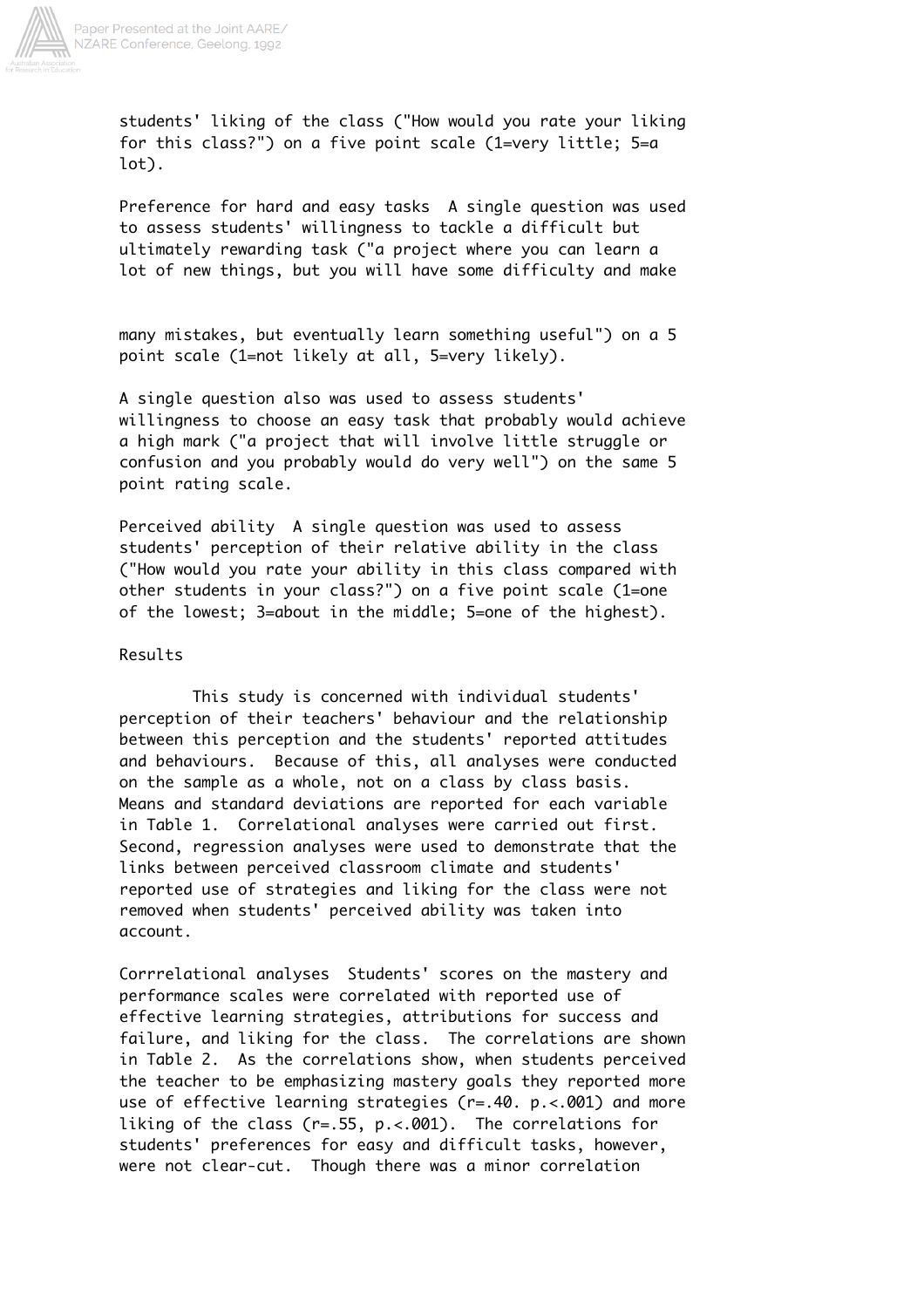students' liking of the class ("How would you rate your liking for this class?") on a five point scale (1=very little; 5=a lot).

**Preference for hard and easy tasks** A single question was used to assess students' willingness to tackle a difficult but ultimately rewarding task ("a project where you can learn a lot of new things, but you will have some difficulty and make many mistakes, but eventually learn something useful") on a 5 point scale (1=not likely at all, 5=very likely).

A single question also was used to assess students' willingness to choose an easy task that probably would achieve a high mark ("a project that will involve little struggle or confusion and you probably would do very well") on the same 5 point rating scale.

**Perceived ability** A single question was used to assess students' perception of their relative ability in the class ("How would you rate your ability in this class compared with other students in your class?") on a five point scale (1=one of the lowest; 3=about in the middle; 5=one of the highest).

## Results

This study is concerned with individual students' perception of their teachers' behaviour and the relationship between this perception and the students' reported attitudes and behaviours. Because of this, all analyses were conducted on the sample as a whole, not on a class by class basis. Means and standard deviations are reported for each variable in Table 1. Correlational analyses were carried out first. Second, regression analyses were used to demonstrate that the links between perceived classroom climate and students' reported use of strategies and liking for the class were not removed when students' perceived ability was taken into account.

**Corrrelational analyses** Students' scores on the mastery and performance scales were correlated with reported use of effective learning strategies, attributions for success and failure, and liking for the class. The correlations are shown in Table 2. As the correlations show, when students perceived the teacher to be emphasizing mastery goals they reported more use of effective learning strategies ($r=.40$. $p.<.001$) and more liking of the class ($r=.55$, $p.<.001$). The correlations for students' preferences for easy and difficult tasks, however, were not clear-cut. Though there was a minor correlation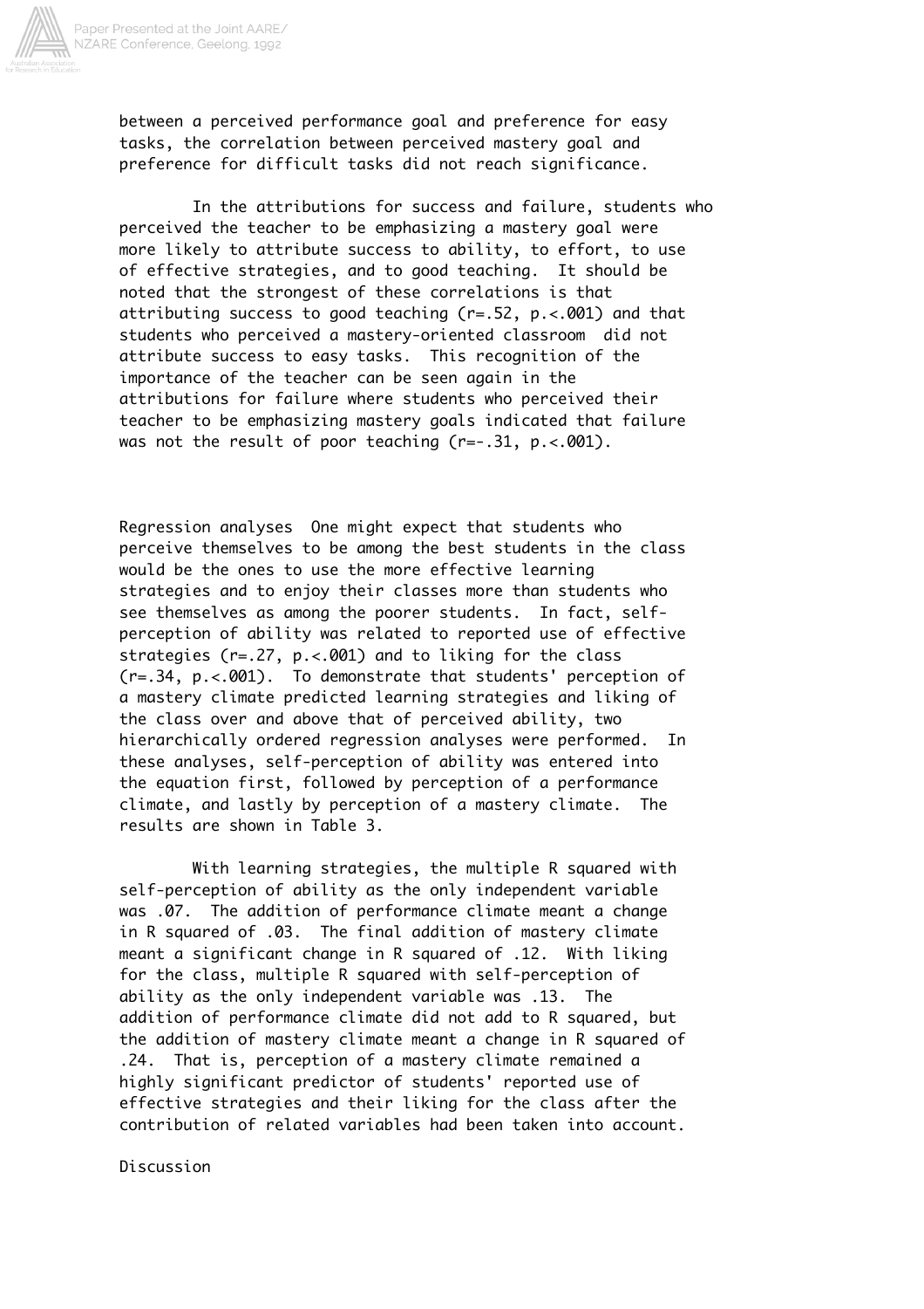between a perceived performance goal and preference for easy tasks, the correlation between perceived mastery goal and preference for difficult tasks did not reach significance.

In the attributions for success and failure, students who perceived the teacher to be emphasizing a mastery goal were more likely to attribute success to ability, to effort, to use of effective strategies, and to good teaching. It should be noted that the strongest of these correlations is that attributing success to good teaching ($r=.52$, $p<.001$) and that students who perceived a mastery-oriented classroom did not attribute success to easy tasks. This recognition of the importance of the teacher can be seen again in the attributions for failure where students who perceived their teacher to be emphasizing mastery goals indicated that failure was not the result of poor teaching ($r=-.31$, $p<.001$).

Regression analyses One might expect that students who perceive themselves to be among the best students in the class would be the ones to use the more effective learning strategies and to enjoy their classes more than students who see themselves as among the poorer students. In fact, self-perception of ability was related to reported use of effective strategies ($r=.27$, $p<.001$) and to liking for the class ($r=.34$, $p<.001$). To demonstrate that students' perception of a mastery climate predicted learning strategies and liking of the class over and above that of perceived ability, two hierarchically ordered regression analyses were performed. In these analyses, self-perception of ability was entered into the equation first, followed by perception of a performance climate, and lastly by perception of a mastery climate. The results are shown in Table 3.

With learning strategies, the multiple R squared with self-perception of ability as the only independent variable was .07. The addition of performance climate meant a change in R squared of .03. The final addition of mastery climate meant a significant change in R squared of .12. With liking for the class, multiple R squared with self-perception of ability as the only independent variable was .13. The addition of performance climate did not add to R squared, but the addition of mastery climate meant a change in R squared of .24. That is, perception of a mastery climate remained a highly significant predictor of students' reported use of effective strategies and their liking for the class after the contribution of related variables had been taken into account.

## Discussion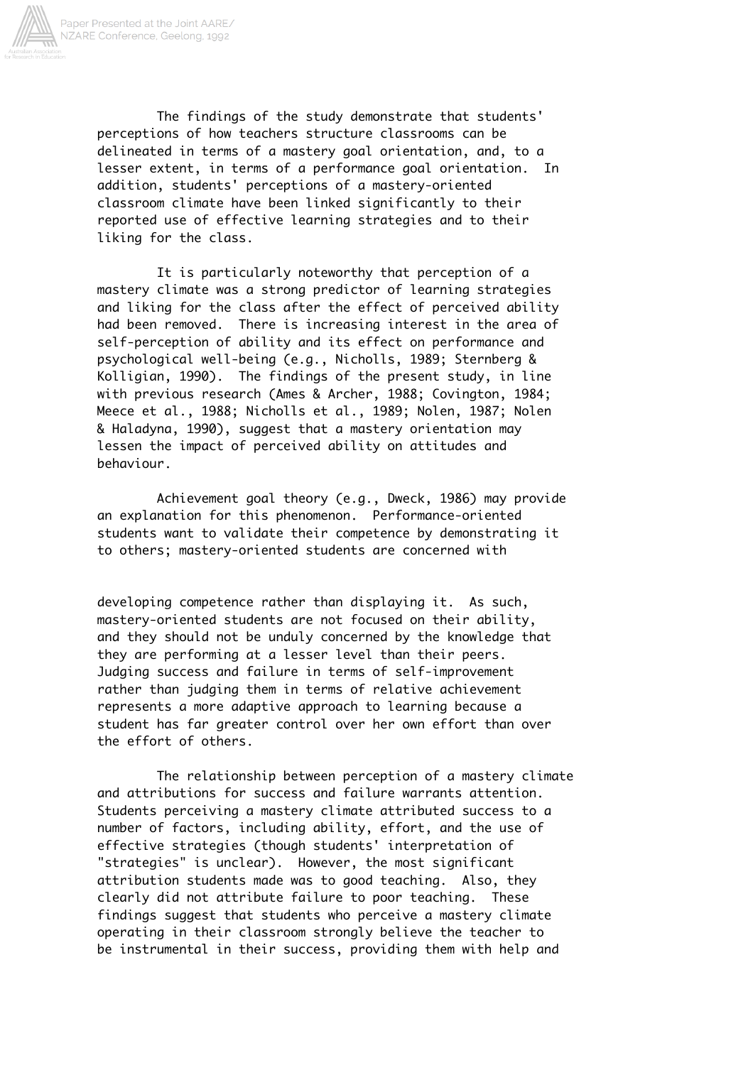The findings of the study demonstrate that students' perceptions of how teachers structure classrooms can be delineated in terms of a mastery goal orientation, and, to a lesser extent, in terms of a performance goal orientation. In addition, students' perceptions of a mastery-oriented classroom climate have been linked significantly to their reported use of effective learning strategies and to their liking for the class.

It is particularly noteworthy that perception of a mastery climate was a strong predictor of learning strategies and liking for the class after the effect of perceived ability had been removed. There is increasing interest in the area of self-perception of ability and its effect on performance and psychological well-being (e.g., Nicholls, 1989; Sternberg & Kolligian, 1990). The findings of the present study, in line with previous research (Ames & Archer, 1988; Covington, 1984; Meece et al., 1988; Nicholls et al., 1989; Nolen, 1987; Nolen & Haladyna, 1990), suggest that a mastery orientation may lessen the impact of perceived ability on attitudes and behaviour.

Achievement goal theory (e.g., Dweck, 1986) may provide an explanation for this phenomenon. Performance-oriented students want to validate their competence by demonstrating it to others; mastery-oriented students are concerned with developing competence rather than displaying it. As such, mastery-oriented students are not focused on their ability, and they should not be unduly concerned by the knowledge that they are performing at a lesser level than their peers. Judging success and failure in terms of self-improvement rather than judging them in terms of relative achievement represents a more adaptive approach to learning because a student has far greater control over her own effort than over the effort of others.

The relationship between perception of a mastery climate and attributions for success and failure warrants attention. Students perceiving a mastery climate attributed success to a number of factors, including ability, effort, and the use of effective strategies (though students' interpretation of "strategies" is unclear). However, the most significant attribution students made was to good teaching. Also, they clearly did not attribute failure to poor teaching. These findings suggest that students who perceive a mastery climate operating in their classroom strongly believe the teacher to be instrumental in their success, providing them with help and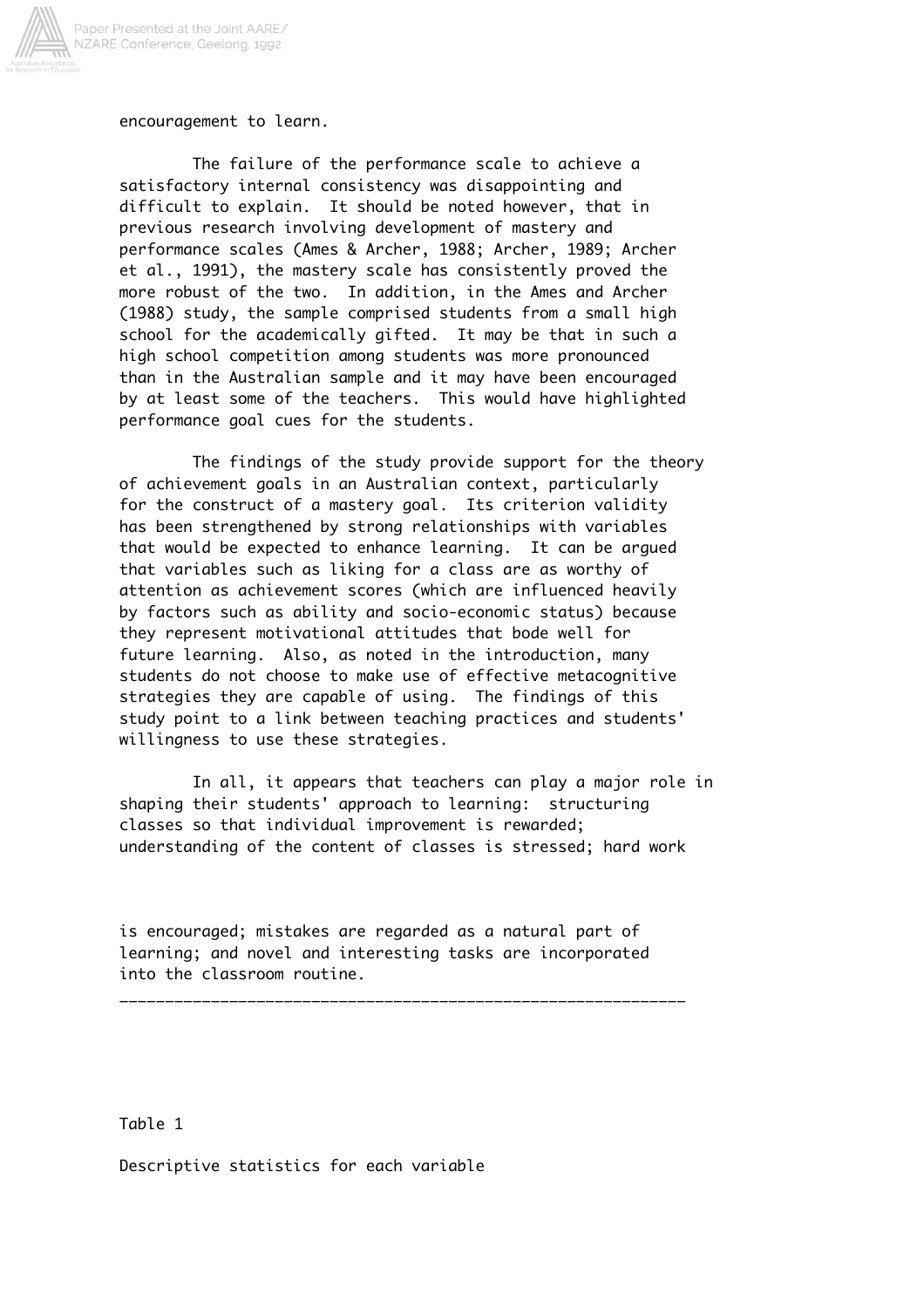encouragement to learn.

The failure of the performance scale to achieve a satisfactory internal consistency was disappointing and difficult to explain. It should be noted however, that in previous research involving development of mastery and performance scales (Ames & Archer, 1988; Archer, 1989; Archer et al., 1991), the mastery scale has consistently proved the more robust of the two. In addition, in the Ames and Archer (1988) study, the sample comprised students from a small high school for the academically gifted. It may be that in such a high school competition among students was more pronounced than in the Australian sample and it may have been encouraged by at least some of the teachers. This would have highlighted performance goal cues for the students.

The findings of the study provide support for the theory of achievement goals in an Australian context, particularly for the construct of a mastery goal. Its criterion validity has been strengthened by strong relationships with variables that would be expected to enhance learning. It can be argued that variables such as liking for a class are as worthy of attention as achievement scores (which are influenced heavily by factors such as ability and socio-economic status) because they represent motivational attitudes that bode well for future learning. Also, as noted in the introduction, many students do not choose to make use of effective metacognitive strategies they are capable of using. The findings of this study point to a link between teaching practices and students' willingness to use these strategies.

In all, it appears that teachers can play a major role in shaping their students' approach to learning: structuring classes so that individual improvement is rewarded; understanding of the content of classes is stressed; hard work is encouraged; mistakes are regarded as a natural part of learning; and novel and interesting tasks are incorporated into the classroom routine.

---

Table 1

Descriptive statistics for each variable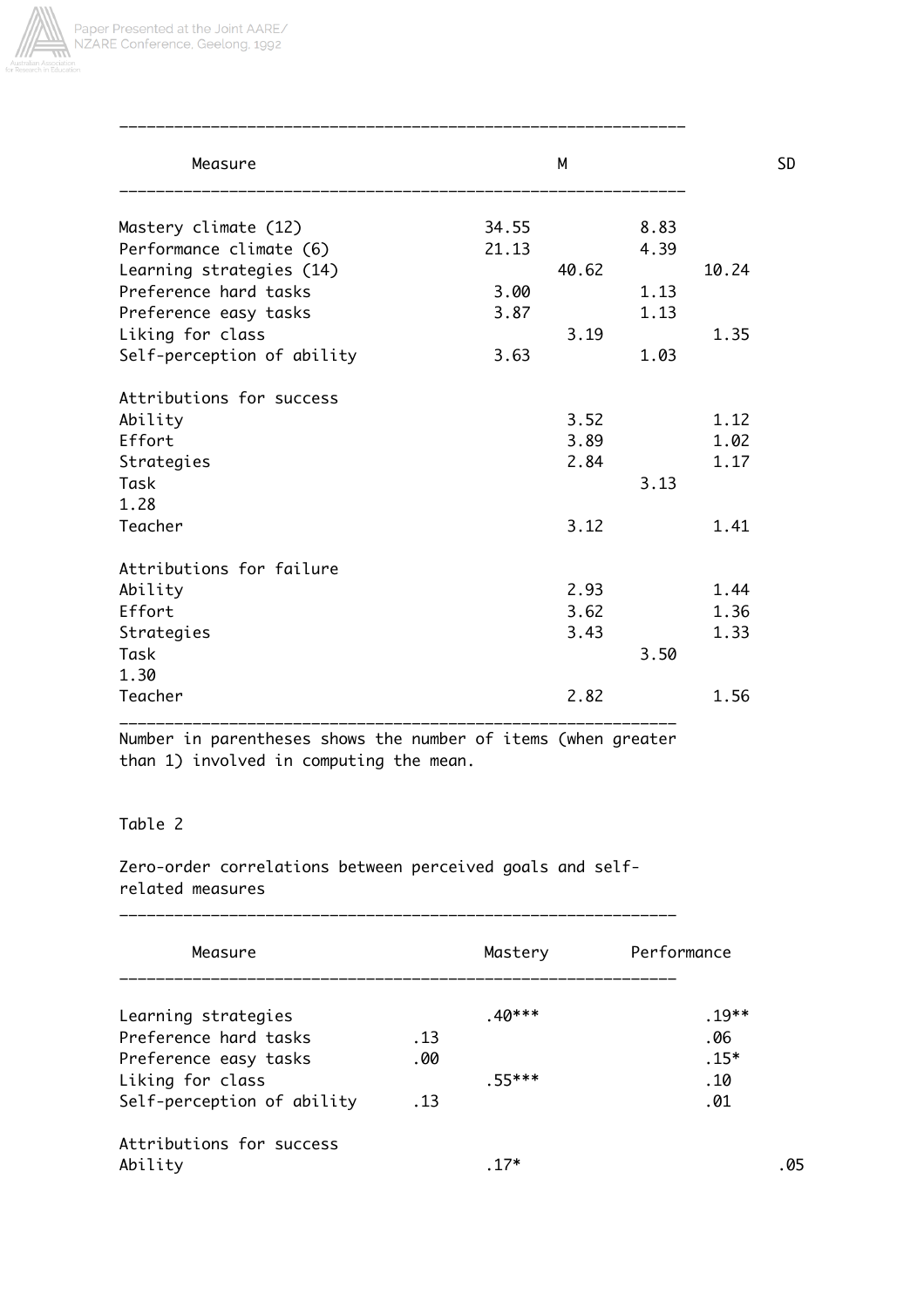| Measure | M | SD |
|---|---|---|
| Mastery climate (12) | 34.55 | 8.83 |
| Performance climate (6) | 21.13 | 4.39 |
| Learning strategies (14) | 40.62 | 10.24 |
| Preference hard tasks | 3.00 | 1.13 |
| Preference easy tasks | 3.87 | 1.13 |
| Liking for class | 3.19 | 1.35 |
| Self-perception of ability | 3.63 | 1.03 |
| Attributions for success | | |
| Ability | 3.52 | 1.12 |
| Effort | 3.89 | 1.02 |
| Strategies | 2.84 | 1.17 |
| Task | 3.13 | 1.28 |
| Teacher | 3.12 | 1.41 |
| Attributions for failure | | |
| Ability | 2.93 | 1.44 |
| Effort | 3.62 | 1.36 |
| Strategies | 3.43 | 1.33 |
| Task | 3.50 | 1.30 |
| Teacher | 2.82 | 1.56 |

Number in parentheses shows the number of items (when greater than 1) involved in computing the mean.

Table 2

Zero-order correlations between perceived goals and self-related measures

| Measure | Mastery | Performance |
|---|---|---|
| Learning strategies | .40*** | .19** |
| Preference hard tasks | .13 | .06 |
| Preference easy tasks | .00 | .15* |
| Liking for class | .55*** | .10 |
| Self-perception of ability | .13 | .01 |
| Attributions for success | | |
| Ability | .17* | .05 |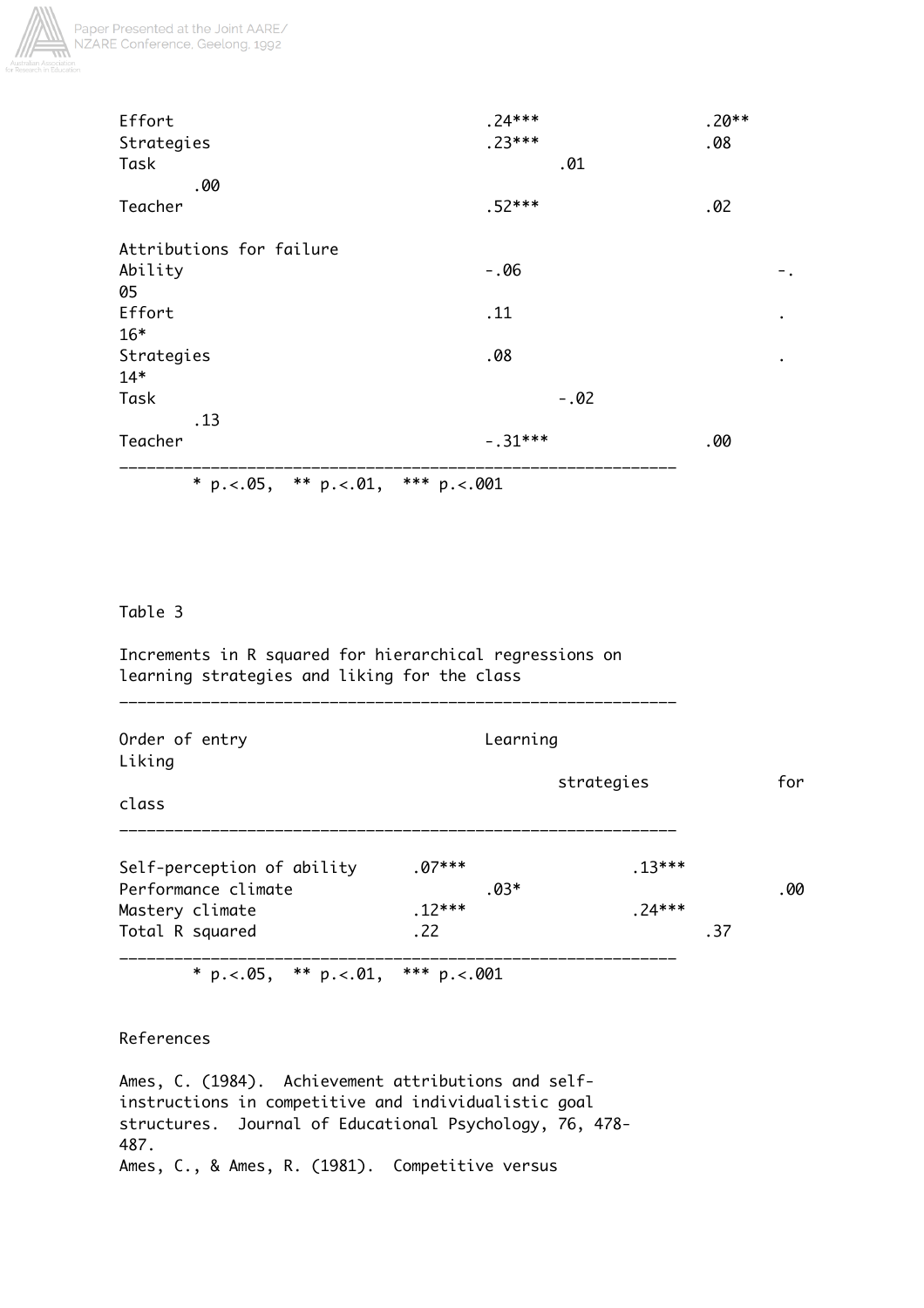| | | |
|---|---|---|
| Effort | .24*** | .20** |
| Strategies | .23*** | .08 |
| Task | .01 | .00 |
| Teacher | .52*** | .02 |
| Attributions for failure | | |
| Ability | -.06 | -.05 |
| Effort | .11 | .16* |
| Strategies | .08 | .14* |
| Task | -.02 | .13 |
| Teacher | -.31*** | .00 |

* p.<.05, ** p.<.01, *** p.<.001

Table 3

Increments in R squared for hierarchical regressions on learning strategies and liking for the class

| Order of entry | Learning strategies | Liking for class |
|---|---|---|
| Self-perception of ability | .07*** | .13*** |
| Performance climate | .03* | .00 |
| Mastery climate | .12*** | .24*** |
| Total R squared | .22 | .37 |

* p.<.05, ** p.<.01, *** p.<.001

References

Ames, C. (1984). Achievement attributions and self-instructions in competitive and individualistic goal structures. Journal of Educational Psychology, 76, 478-487.

Ames, C., & Ames, R. (1981). Competitive versus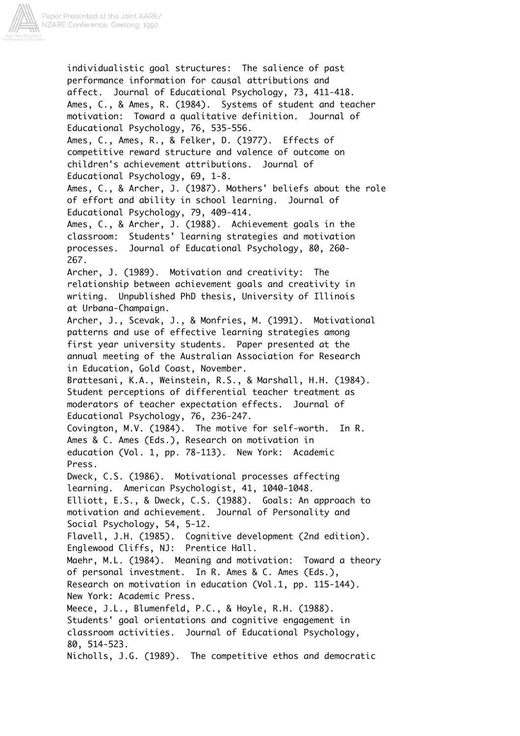individualistic goal structures: The salience of past performance information for causal attributions and affect. Journal of Educational Psychology, 73, 411-418.

Ames, C., & Ames, R. (1984). Systems of student and teacher motivation: Toward a qualitative definition. Journal of Educational Psychology, 76, 535-556.

Ames, C., Ames, R., & Felker, D. (1977). Effects of competitive reward structure and valence of outcome on children's achievement attributions. Journal of Educational Psychology, 69, 1-8.

Ames, C., & Archer, J. (1987). Mothers' beliefs about the role of effort and ability in school learning. Journal of Educational Psychology, 79, 409-414.

Ames, C., & Archer, J. (1988). Achievement goals in the classroom: Students' learning strategies and motivation processes. Journal of Educational Psychology, 80, 260-267.

Archer, J. (1989). Motivation and creativity: The relationship between achievement goals and creativity in writing. Unpublished PhD thesis, University of Illinois at Urbana-Champaign.

Archer, J., Scevak, J., & Monfries, M. (1991). Motivational patterns and use of effective learning strategies among first year university students. Paper presented at the annual meeting of the Australian Association for Research in Education, Gold Coast, November.

Brattesani, K.A., Weinstein, R.S., & Marshall, H.H. (1984). Student perceptions of differential teacher treatment as moderators of teacher expectation effects. Journal of Educational Psychology, 76, 236-247.

Covington, M.V. (1984). The motive for self-worth. In R. Ames & C. Ames (Eds.), Research on motivation in education (Vol. 1, pp. 78-113). New York: Academic Press.

Dweck, C.S. (1986). Motivational processes affecting learning. American Psychologist, 41, 1040-1048.

Elliott, E.S., & Dweck, C.S. (1988). Goals: An approach to motivation and achievement. Journal of Personality and Social Psychology, 54, 5-12.

Flavell, J.H. (1985). Cognitive development (2nd edition). Englewood Cliffs, NJ: Prentice Hall.

Maehr, M.L. (1984). Meaning and motivation: Toward a theory of personal investment. In R. Ames & C. Ames (Eds.), Research on motivation in education (Vol.1, pp. 115-144). New York: Academic Press.

Meece, J.L., Blumenfeld, P.C., & Hoyle, R.H. (1988). Students' goal orientations and cognitive engagement in classroom activities. Journal of Educational Psychology, 80, 514-523.

Nicholls, J.G. (1989). The competitive ethos and democratic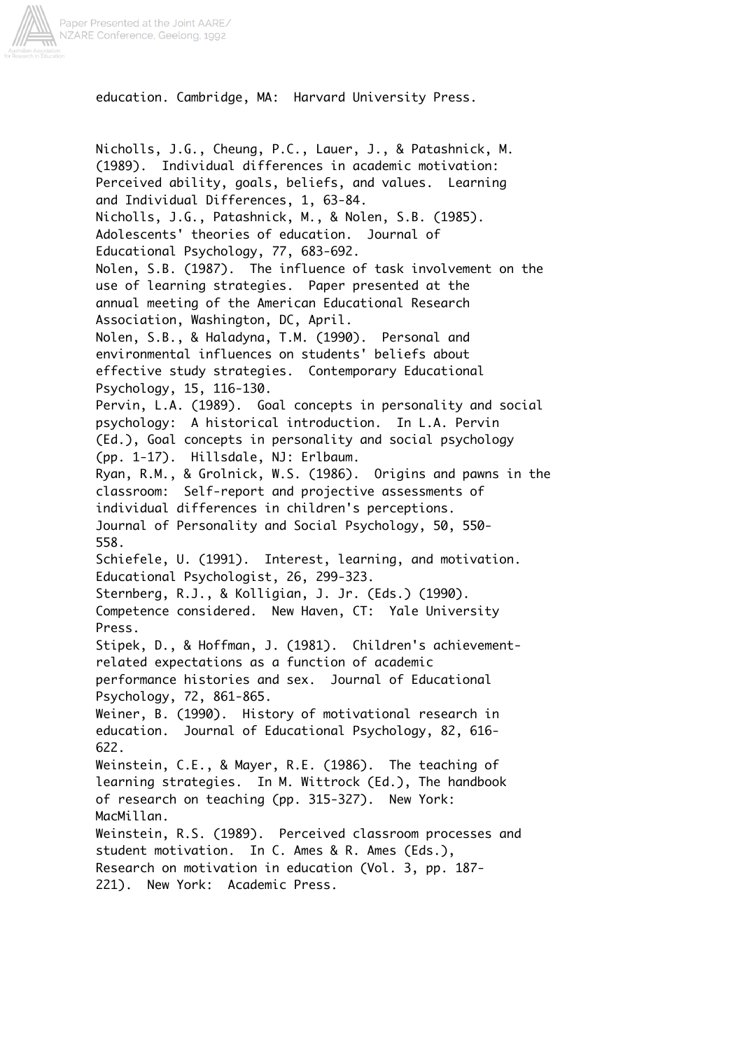education. Cambridge, MA: Harvard University Press.

Nicholls, J.G., Cheung, P.C., Lauer, J., & Patashnick, M. (1989). Individual differences in academic motivation: Perceived ability, goals, beliefs, and values. Learning and Individual Differences, 1, 63-84.

Nicholls, J.G., Patashnick, M., & Nolen, S.B. (1985). Adolescents' theories of education. Journal of Educational Psychology, 77, 683-692.

Nolen, S.B. (1987). The influence of task involvement on the use of learning strategies. Paper presented at the annual meeting of the American Educational Research Association, Washington, DC, April.

Nolen, S.B., & Haladyna, T.M. (1990). Personal and environmental influences on students' beliefs about effective study strategies. Contemporary Educational Psychology, 15, 116-130.

Pervin, L.A. (1989). Goal concepts in personality and social psychology: A historical introduction. In L.A. Pervin (Ed.), Goal concepts in personality and social psychology (pp. 1-17). Hillsdale, NJ: Erlbaum.

Ryan, R.M., & Grolnick, W.S. (1986). Origins and pawns in the classroom: Self-report and projective assessments of individual differences in children's perceptions. Journal of Personality and Social Psychology, 50, 550-558.

Schiefele, U. (1991). Interest, learning, and motivation. Educational Psychologist, 26, 299-323.

Sternberg, R.J., & Kolligian, J. Jr. (Eds.) (1990). Competence considered. New Haven, CT: Yale University Press.

Stipek, D., & Hoffman, J. (1981). Children's achievement-related expectations as a function of academic performance histories and sex. Journal of Educational Psychology, 72, 861-865.

Weiner, B. (1990). History of motivational research in education. Journal of Educational Psychology, 82, 616-622.

Weinstein, C.E., & Mayer, R.E. (1986). The teaching of learning strategies. In M. Wittrock (Ed.), The handbook of research on teaching (pp. 315-327). New York: MacMillan.

Weinstein, R.S. (1989). Perceived classroom processes and student motivation. In C. Ames & R. Ames (Eds.), Research on motivation in education (Vol. 3, pp. 187-221). New York: Academic Press.